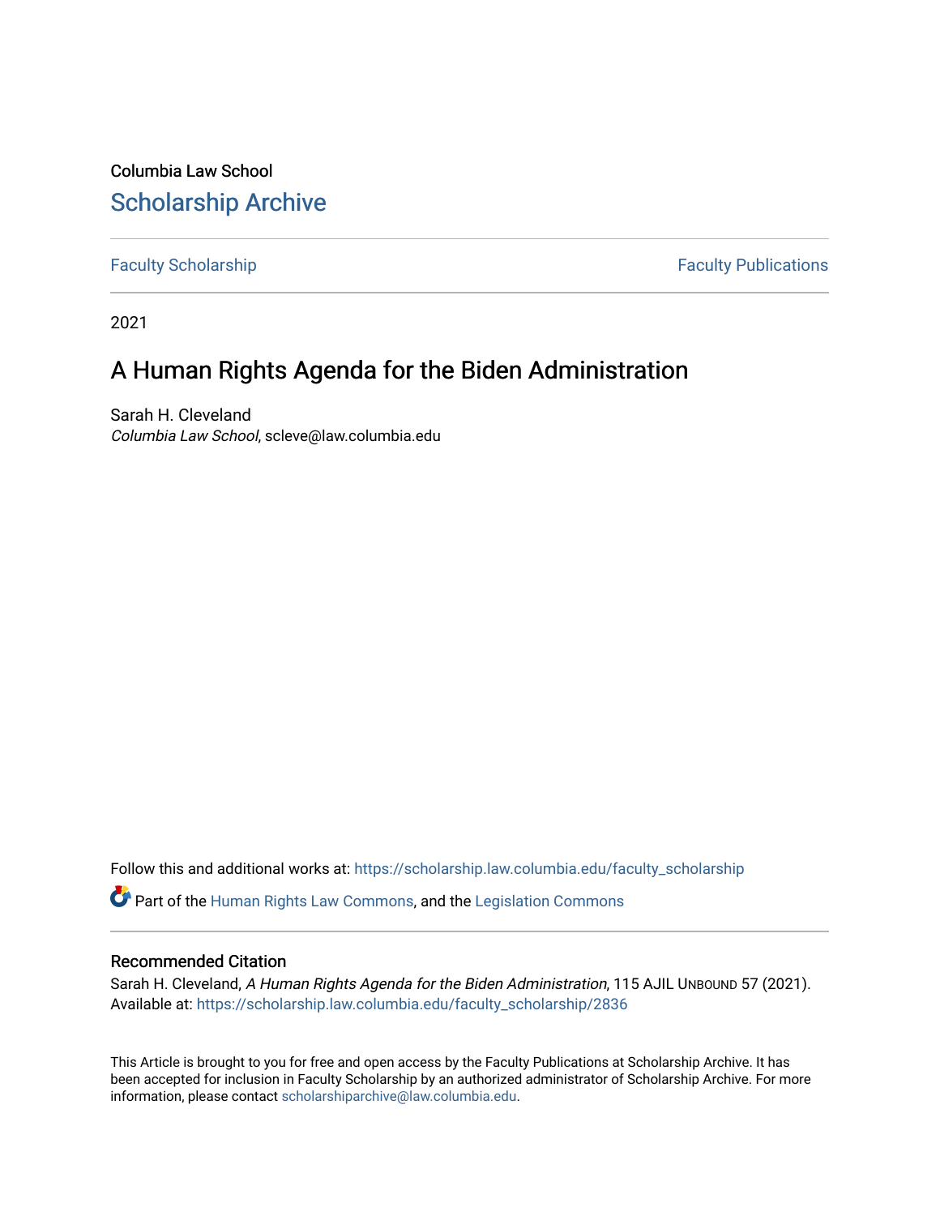Columbia Law School

# Scholarship Archive

Faculty Scholarship | Faculty Publications

2021

## A Human Rights Agenda for the Biden Administration

Sarah H. Cleveland
*Columbia Law School*, scleve@law.columbia.edu

Follow this and additional works at: https://scholarship.law.columbia.edu/faculty_scholarship

Part of the Human Rights Law Commons, and the Legislation Commons

### Recommended Citation

Sarah H. Cleveland, *A Human Rights Agenda for the Biden Administration*, 115 AJIL Unbound 57 (2021).
Available at: https://scholarship.law.columbia.edu/faculty_scholarship/2836

This Article is brought to you for free and open access by the Faculty Publications at Scholarship Archive. It has been accepted for inclusion in Faculty Scholarship by an authorized administrator of Scholarship Archive. For more information, please contact scholarshiparchive@law.columbia.edu.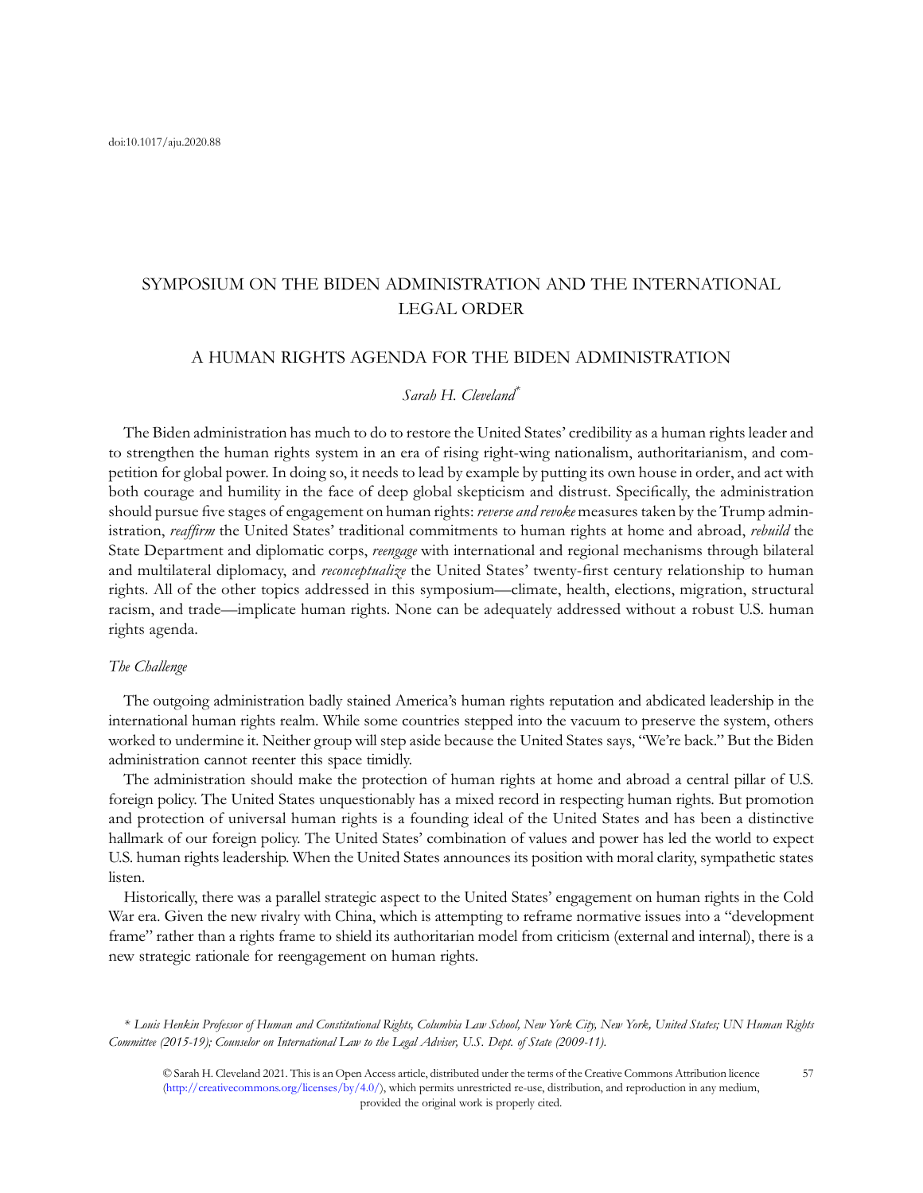doi:10.1017/aju.2020.88

# SYMPOSIUM ON THE BIDEN ADMINISTRATION AND THE INTERNATIONAL LEGAL ORDER

## A HUMAN RIGHTS AGENDA FOR THE BIDEN ADMINISTRATION

*Sarah H. Cleveland*[*]

The Biden administration has much to do to restore the United States' credibility as a human rights leader and to strengthen the human rights system in an era of rising right-wing nationalism, authoritarianism, and competition for global power. In doing so, it needs to lead by example by putting its own house in order, and act with both courage and humility in the face of deep global skepticism and distrust. Specifically, the administration should pursue five stages of engagement on human rights: *reverse and revoke* measures taken by the Trump administration, *reaffirm* the United States' traditional commitments to human rights at home and abroad, *rebuild* the State Department and diplomatic corps, *reengage* with international and regional mechanisms through bilateral and multilateral diplomacy, and *reconceptualize* the United States' twenty-first century relationship to human rights. All of the other topics addressed in this symposium—climate, health, elections, migration, structural racism, and trade—implicate human rights. None can be adequately addressed without a robust U.S. human rights agenda.

### *The Challenge*

The outgoing administration badly stained America's human rights reputation and abdicated leadership in the international human rights realm. While some countries stepped into the vacuum to preserve the system, others worked to undermine it. Neither group will step aside because the United States says, "We're back." But the Biden administration cannot reenter this space timidly.

The administration should make the protection of human rights at home and abroad a central pillar of U.S. foreign policy. The United States unquestionably has a mixed record in respecting human rights. But promotion and protection of universal human rights is a founding ideal of the United States and has been a distinctive hallmark of our foreign policy. The United States' combination of values and power has led the world to expect U.S. human rights leadership. When the United States announces its position with moral clarity, sympathetic states listen.

Historically, there was a parallel strategic aspect to the United States' engagement on human rights in the Cold War era. Given the new rivalry with China, which is attempting to reframe normative issues into a "development frame" rather than a rights frame to shield its authoritarian model from criticism (external and internal), there is a new strategic rationale for reengagement on human rights.

[*] *Louis Henkin Professor of Human and Constitutional Rights, Columbia Law School, New York City, New York, United States; UN Human Rights Committee (2015-19); Counselor on International Law to the Legal Adviser, U.S. Dept. of State (2009-11).*

© Sarah H. Cleveland 2021. This is an Open Access article, distributed under the terms of the Creative Commons Attribution licence (http://creativecommons.org/licenses/by/4.0/), which permits unrestricted re-use, distribution, and reproduction in any medium, provided the original work is properly cited.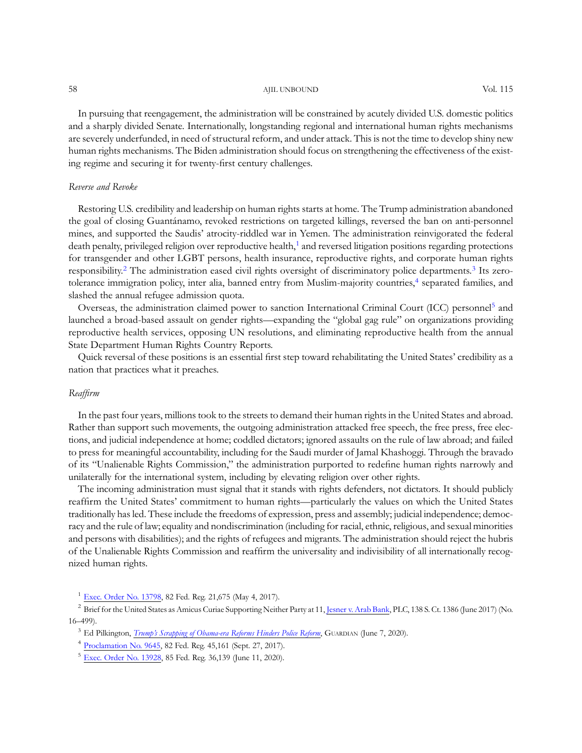In pursuing that reengagement, the administration will be constrained by acutely divided U.S. domestic politics and a sharply divided Senate. Internationally, longstanding regional and international human rights mechanisms are severely underfunded, in need of structural reform, and under attack. This is not the time to develop shiny new human rights mechanisms. The Biden administration should focus on strengthening the effectiveness of the existing regime and securing it for twenty-first century challenges.

### *Reverse and Revoke*

Restoring U.S. credibility and leadership on human rights starts at home. The Trump administration abandoned the goal of closing Guantánamo, revoked restrictions on targeted killings, reversed the ban on anti-personnel mines, and supported the Saudis' atrocity-riddled war in Yemen. The administration reinvigorated the federal death penalty, privileged religion over reproductive health,[1] and reversed litigation positions regarding protections for transgender and other LGBT persons, health insurance, reproductive rights, and corporate human rights responsibility.[2] The administration eased civil rights oversight of discriminatory police departments.[3] Its zero-tolerance immigration policy, inter alia, banned entry from Muslim-majority countries,[4] separated families, and slashed the annual refugee admission quota.

Overseas, the administration claimed power to sanction International Criminal Court (ICC) personnel[5] and launched a broad-based assault on gender rights—expanding the "global gag rule" on organizations providing reproductive health services, opposing UN resolutions, and eliminating reproductive health from the annual State Department Human Rights Country Reports.

Quick reversal of these positions is an essential first step toward rehabilitating the United States' credibility as a nation that practices what it preaches.

### *Reaffirm*

In the past four years, millions took to the streets to demand their human rights in the United States and abroad. Rather than support such movements, the outgoing administration attacked free speech, the free press, free elections, and judicial independence at home; coddled dictators; ignored assaults on the rule of law abroad; and failed to press for meaningful accountability, including for the Saudi murder of Jamal Khashoggi. Through the bravado of its "Unalienable Rights Commission," the administration purported to redefine human rights narrowly and unilaterally for the international system, including by elevating religion over other rights.

The incoming administration must signal that it stands with rights defenders, not dictators. It should publicly reaffirm the United States' commitment to human rights—particularly the values on which the United States traditionally has led. These include the freedoms of expression, press and assembly; judicial independence; democracy and the rule of law; equality and nondiscrimination (including for racial, ethnic, religious, and sexual minorities and persons with disabilities); and the rights of refugees and migrants. The administration should reject the hubris of the Unalienable Rights Commission and reaffirm the universality and indivisibility of all internationally recognized human rights.

---

[1] Exec. Order No. 13798, 82 Fed. Reg. 21,675 (May 4, 2017).

[2] Brief for the United States as Amicus Curiae Supporting Neither Party at 11, Jesner v. Arab Bank, PLC, 138 S. Ct. 1386 (June 2017) (No. 16–499).

[3] Ed Pilkington, *Trump's Scrapping of Obama-era Reforms Hinders Police Reform*, GUARDIAN (June 7, 2020).

[4] Proclamation No. 9645, 82 Fed. Reg. 45,161 (Sept. 27, 2017).

[5] Exec. Order No. 13928, 85 Fed. Reg. 36,139 (June 11, 2020).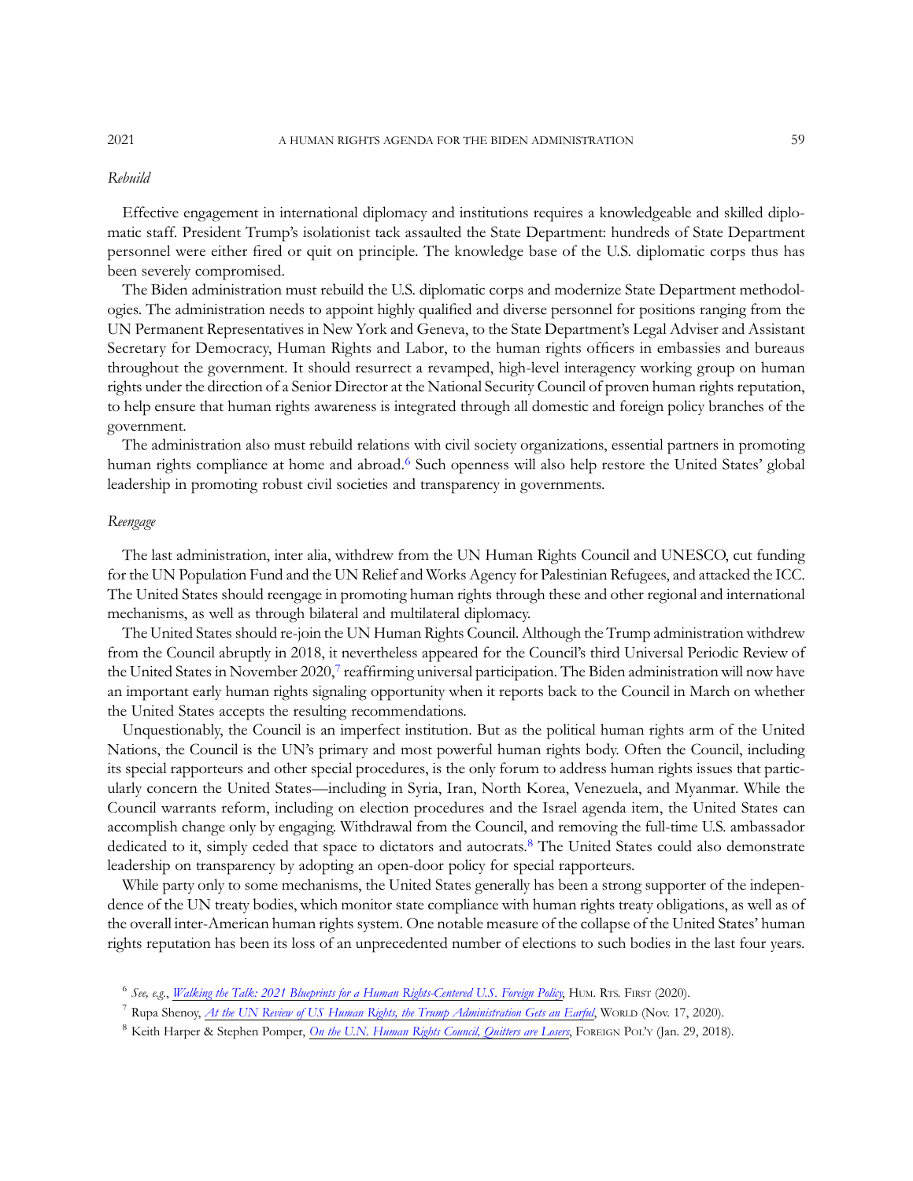*Rebuild*

Effective engagement in international diplomacy and institutions requires a knowledgeable and skilled diplomatic staff. President Trump's isolationist tack assaulted the State Department: hundreds of State Department personnel were either fired or quit on principle. The knowledge base of the U.S. diplomatic corps thus has been severely compromised.

The Biden administration must rebuild the U.S. diplomatic corps and modernize State Department methodologies. The administration needs to appoint highly qualified and diverse personnel for positions ranging from the UN Permanent Representatives in New York and Geneva, to the State Department's Legal Adviser and Assistant Secretary for Democracy, Human Rights and Labor, to the human rights officers in embassies and bureaus throughout the government. It should resurrect a revamped, high-level interagency working group on human rights under the direction of a Senior Director at the National Security Council of proven human rights reputation, to help ensure that human rights awareness is integrated through all domestic and foreign policy branches of the government.

The administration also must rebuild relations with civil society organizations, essential partners in promoting human rights compliance at home and abroad.[6] Such openness will also help restore the United States' global leadership in promoting robust civil societies and transparency in governments.

*Reengage*

The last administration, inter alia, withdrew from the UN Human Rights Council and UNESCO, cut funding for the UN Population Fund and the UN Relief and Works Agency for Palestinian Refugees, and attacked the ICC. The United States should reengage in promoting human rights through these and other regional and international mechanisms, as well as through bilateral and multilateral diplomacy.

The United States should re-join the UN Human Rights Council. Although the Trump administration withdrew from the Council abruptly in 2018, it nevertheless appeared for the Council's third Universal Periodic Review of the United States in November 2020,[7] reaffirming universal participation. The Biden administration will now have an important early human rights signaling opportunity when it reports back to the Council in March on whether the United States accepts the resulting recommendations.

Unquestionably, the Council is an imperfect institution. But as the political human rights arm of the United Nations, the Council is the UN's primary and most powerful human rights body. Often the Council, including its special rapporteurs and other special procedures, is the only forum to address human rights issues that particularly concern the United States—including in Syria, Iran, North Korea, Venezuela, and Myanmar. While the Council warrants reform, including on election procedures and the Israel agenda item, the United States can accomplish change only by engaging. Withdrawal from the Council, and removing the full-time U.S. ambassador dedicated to it, simply ceded that space to dictators and autocrats.[8] The United States could also demonstrate leadership on transparency by adopting an open-door policy for special rapporteurs.

While party only to some mechanisms, the United States generally has been a strong supporter of the independence of the UN treaty bodies, which monitor state compliance with human rights treaty obligations, as well as of the overall inter-American human rights system. One notable measure of the collapse of the United States' human rights reputation has been its loss of an unprecedented number of elections to such bodies in the last four years.

---

[6] *See, e.g.*, *Walking the Talk: 2021 Blueprints for a Human Rights-Centered U.S. Foreign Policy*, HUM. RTS. FIRST (2020).

[7] Rupa Shenoy, *At the UN Review of US Human Rights, the Trump Administration Gets an Earful*, WORLD (Nov. 17, 2020).

[8] Keith Harper & Stephen Pomper, *On the U.N. Human Rights Council, Quitters are Losers*, FOREIGN POL'Y (Jan. 29, 2018).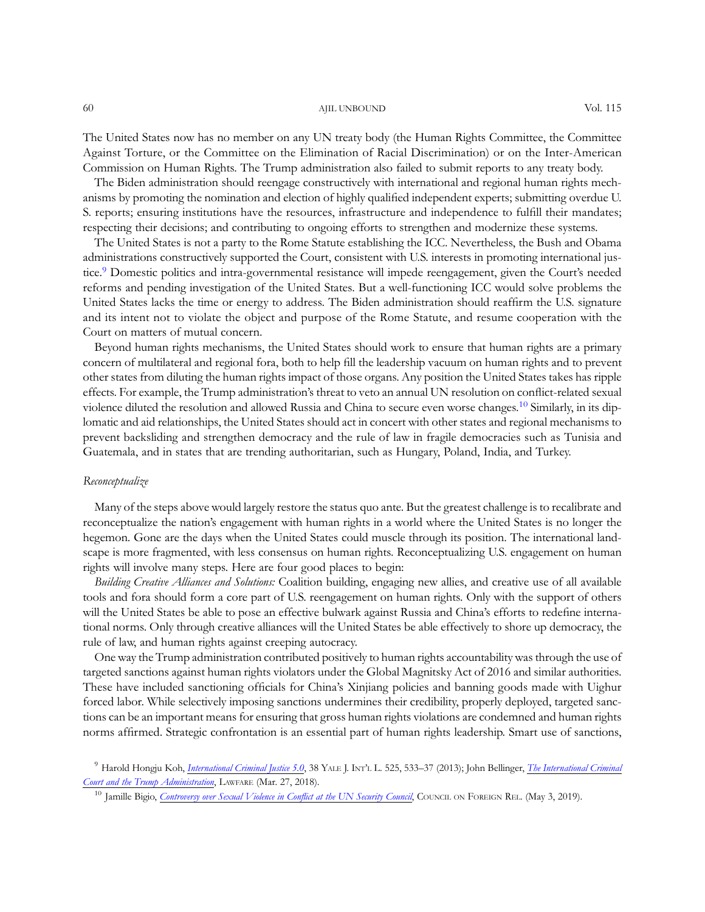The United States now has no member on any UN treaty body (the Human Rights Committee, the Committee Against Torture, or the Committee on the Elimination of Racial Discrimination) or on the Inter-American Commission on Human Rights. The Trump administration also failed to submit reports to any treaty body.

The Biden administration should reengage constructively with international and regional human rights mechanisms by promoting the nomination and election of highly qualified independent experts; submitting overdue U. S. reports; ensuring institutions have the resources, infrastructure and independence to fulfill their mandates; respecting their decisions; and contributing to ongoing efforts to strengthen and modernize these systems.

The United States is not a party to the Rome Statute establishing the ICC. Nevertheless, the Bush and Obama administrations constructively supported the Court, consistent with U.S. interests in promoting international justice.[9] Domestic politics and intra-governmental resistance will impede reengagement, given the Court's needed reforms and pending investigation of the United States. But a well-functioning ICC would solve problems the United States lacks the time or energy to address. The Biden administration should reaffirm the U.S. signature and its intent not to violate the object and purpose of the Rome Statute, and resume cooperation with the Court on matters of mutual concern.

Beyond human rights mechanisms, the United States should work to ensure that human rights are a primary concern of multilateral and regional fora, both to help fill the leadership vacuum on human rights and to prevent other states from diluting the human rights impact of those organs. Any position the United States takes has ripple effects. For example, the Trump administration's threat to veto an annual UN resolution on conflict-related sexual violence diluted the resolution and allowed Russia and China to secure even worse changes.[10] Similarly, in its diplomatic and aid relationships, the United States should act in concert with other states and regional mechanisms to prevent backsliding and strengthen democracy and the rule of law in fragile democracies such as Tunisia and Guatemala, and in states that are trending authoritarian, such as Hungary, Poland, India, and Turkey.

### *Reconceptualize*

Many of the steps above would largely restore the status quo ante. But the greatest challenge is to recalibrate and reconceptualize the nation's engagement with human rights in a world where the United States is no longer the hegemon. Gone are the days when the United States could muscle through its position. The international landscape is more fragmented, with less consensus on human rights. Reconceptualizing U.S. engagement on human rights will involve many steps. Here are four good places to begin:

*Building Creative Alliances and Solutions:* Coalition building, engaging new allies, and creative use of all available tools and fora should form a core part of U.S. reengagement on human rights. Only with the support of others will the United States be able to pose an effective bulwark against Russia and China's efforts to redefine international norms. Only through creative alliances will the United States be able effectively to shore up democracy, the rule of law, and human rights against creeping autocracy.

One way the Trump administration contributed positively to human rights accountability was through the use of targeted sanctions against human rights violators under the Global Magnitsky Act of 2016 and similar authorities. These have included sanctioning officials for China's Xinjiang policies and banning goods made with Uighur forced labor. While selectively imposing sanctions undermines their credibility, properly deployed, targeted sanctions can be an important means for ensuring that gross human rights violations are condemned and human rights norms affirmed. Strategic confrontation is an essential part of human rights leadership. Smart use of sanctions,

[9] Harold Hongju Koh, *International Criminal Justice 5.0*, 38 YALE J. INT'L L. 525, 533–37 (2013); John Bellinger, *The International Criminal Court and the Trump Administration*, LAWFARE (Mar. 27, 2018).

[10] Jamille Bigio, *Controversy over Sexual Violence in Conflict at the UN Security Council*, COUNCIL ON FOREIGN REL. (May 3, 2019).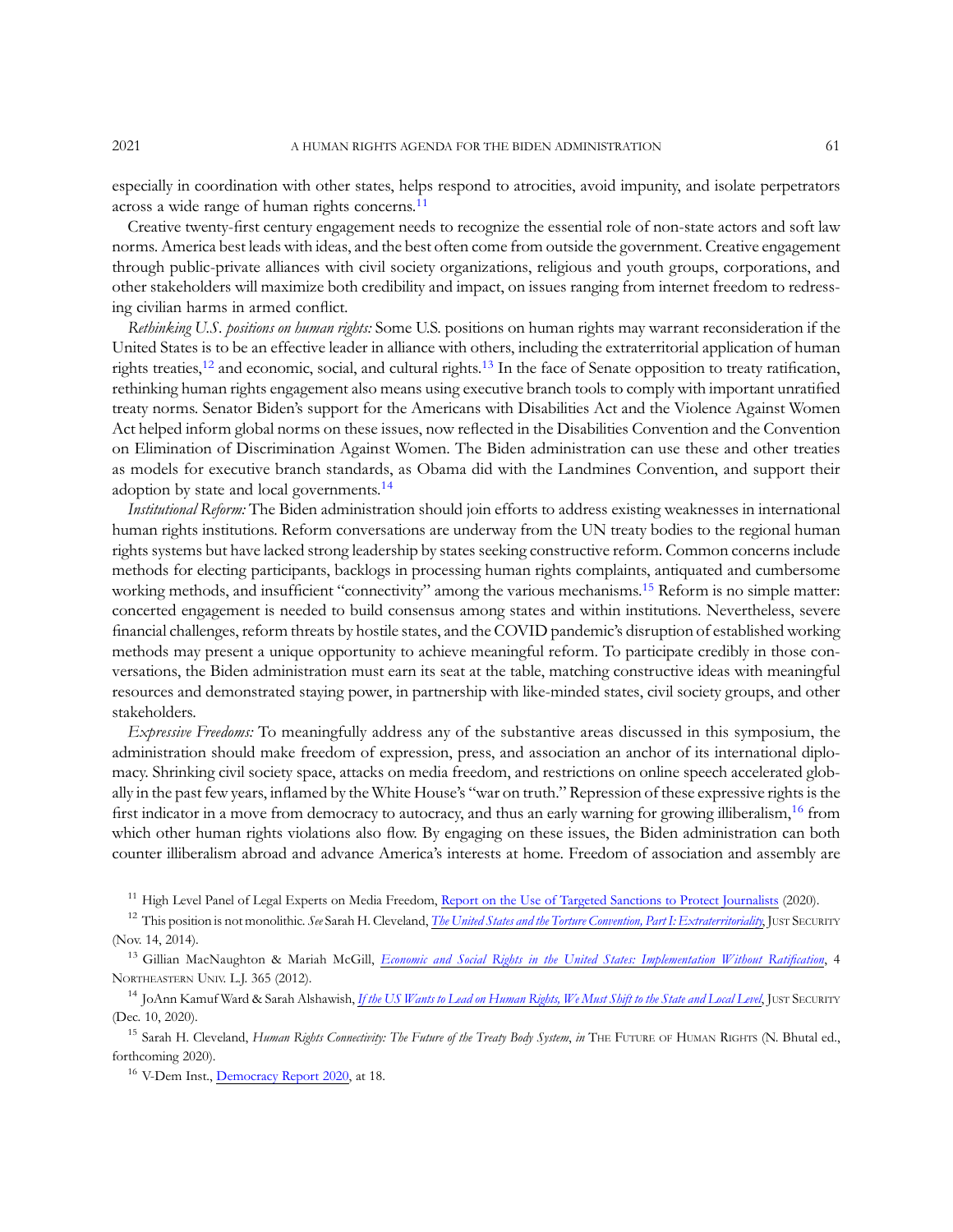especially in coordination with other states, helps respond to atrocities, avoid impunity, and isolate perpetrators across a wide range of human rights concerns.[11]

Creative twenty-first century engagement needs to recognize the essential role of non-state actors and soft law norms. America best leads with ideas, and the best often come from outside the government. Creative engagement through public-private alliances with civil society organizations, religious and youth groups, corporations, and other stakeholders will maximize both credibility and impact, on issues ranging from internet freedom to redressing civilian harms in armed conflict.

*Rethinking U.S. positions on human rights:* Some U.S. positions on human rights may warrant reconsideration if the United States is to be an effective leader in alliance with others, including the extraterritorial application of human rights treaties,[12] and economic, social, and cultural rights.[13] In the face of Senate opposition to treaty ratification, rethinking human rights engagement also means using executive branch tools to comply with important unratified treaty norms. Senator Biden's support for the Americans with Disabilities Act and the Violence Against Women Act helped inform global norms on these issues, now reflected in the Disabilities Convention and the Convention on Elimination of Discrimination Against Women. The Biden administration can use these and other treaties as models for executive branch standards, as Obama did with the Landmines Convention, and support their adoption by state and local governments.[14]

*Institutional Reform:* The Biden administration should join efforts to address existing weaknesses in international human rights institutions. Reform conversations are underway from the UN treaty bodies to the regional human rights systems but have lacked strong leadership by states seeking constructive reform. Common concerns include methods for electing participants, backlogs in processing human rights complaints, antiquated and cumbersome working methods, and insufficient "connectivity" among the various mechanisms.[15] Reform is no simple matter: concerted engagement is needed to build consensus among states and within institutions. Nevertheless, severe financial challenges, reform threats by hostile states, and the COVID pandemic's disruption of established working methods may present a unique opportunity to achieve meaningful reform. To participate credibly in those conversations, the Biden administration must earn its seat at the table, matching constructive ideas with meaningful resources and demonstrated staying power, in partnership with like-minded states, civil society groups, and other stakeholders.

*Expressive Freedoms:* To meaningfully address any of the substantive areas discussed in this symposium, the administration should make freedom of expression, press, and association an anchor of its international diplomacy. Shrinking civil society space, attacks on media freedom, and restrictions on online speech accelerated globally in the past few years, inflamed by the White House's "war on truth." Repression of these expressive rights is the first indicator in a move from democracy to autocracy, and thus an early warning for growing illiberalism,[16] from which other human rights violations also flow. By engaging on these issues, the Biden administration can both counter illiberalism abroad and advance America's interests at home. Freedom of association and assembly are

---

[11] High Level Panel of Legal Experts on Media Freedom, Report on the Use of Targeted Sanctions to Protect Journalists (2020).

[12] This position is not monolithic. *See* Sarah H. Cleveland, *The United States and the Torture Convention, Part I: Extraterritoriality*, JUST SECURITY (Nov. 14, 2014).

[13] Gillian MacNaughton & Mariah McGill, *Economic and Social Rights in the United States: Implementation Without Ratification*, 4 NORTHEASTERN UNIV. L.J. 365 (2012).

[14] JoAnn Kamuf Ward & Sarah Alshawish, *If the US Wants to Lead on Human Rights, We Must Shift to the State and Local Level*, JUST SECURITY (Dec. 10, 2020).

[15] Sarah H. Cleveland, *Human Rights Connectivity: The Future of the Treaty Body System*, *in* THE FUTURE OF HUMAN RIGHTS (N. Bhutal ed., forthcoming 2020).

[16] V-Dem Inst., Democracy Report 2020, at 18.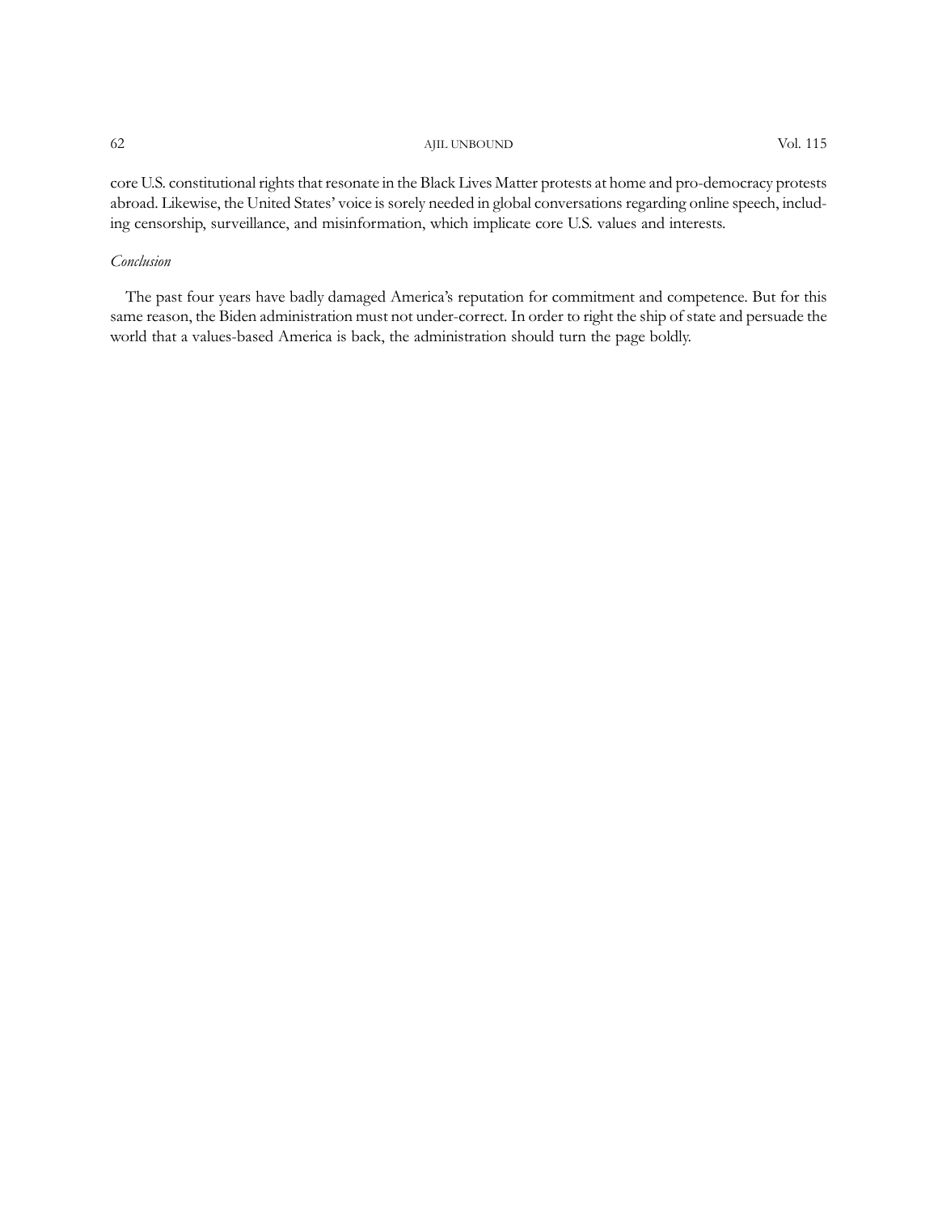core U.S. constitutional rights that resonate in the Black Lives Matter protests at home and pro-democracy protests abroad. Likewise, the United States' voice is sorely needed in global conversations regarding online speech, including censorship, surveillance, and misinformation, which implicate core U.S. values and interests.

*Conclusion*

The past four years have badly damaged America's reputation for commitment and competence. But for this same reason, the Biden administration must not under-correct. In order to right the ship of state and persuade the world that a values-based America is back, the administration should turn the page boldly.